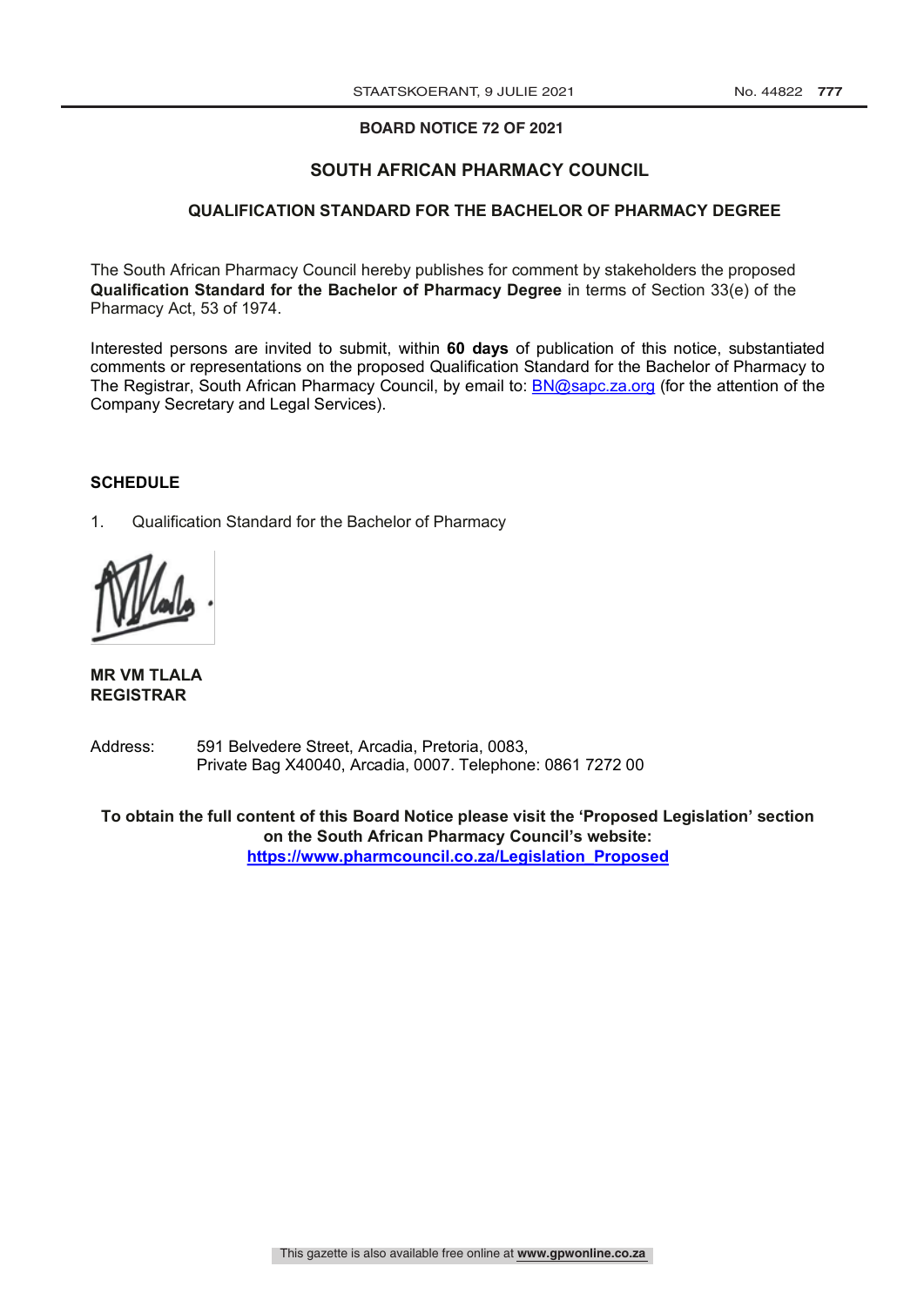**BOARD NOTICE 72 OF 2021**

## SOUTH AFRICAN PHARMACY COUNCIL

### QUALIFICATION STANDARD FOR THE BACHELOR OF PHARMACY DEGREE

The South African Pharmacy Council hereby publishes for comment by stakeholders the proposed **Qualification Standard for the Bachelor of Pharmacy Degree** in terms of Section 33(e) of the Pharmacy Act, 53 of 1974.

Interested persons are invited to submit, within **60 days** of publication of this notice, substantiated comments or representations on the proposed Qualification Standard for the Bachelor of Pharmacy to The Registrar, South African Pharmacy Council, by email to: BN@sapc.za.org (for the attention of the Company Secretary and Legal Services).

**SCHEDULE**

1. Qualification Standard for the Bachelor of Pharmacy

**MR VM TLALA**
**REGISTRAR**

Address: 591 Belvedere Street, Arcadia, Pretoria, 0083,
Private Bag X40040, Arcadia, 0007. Telephone: 0861 7272 00

**To obtain the full content of this Board Notice please visit the 'Proposed Legislation' section on the South African Pharmacy Council's website: https://www.pharmcouncil.co.za/Legislation_Proposed**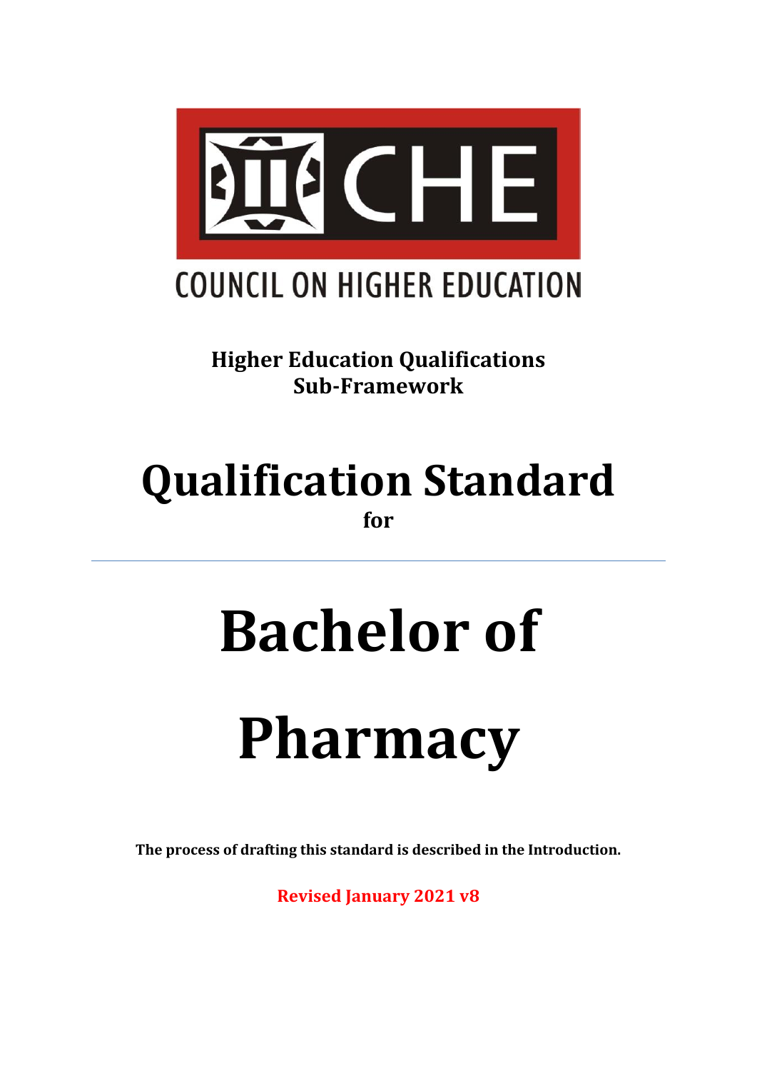COUNCIL ON HIGHER EDUCATION

**Higher Education Qualifications Sub-Framework**

# Qualification Standard

**for**

---

# Bachelor of Pharmacy

**The process of drafting this standard is described in the Introduction.**

**Revised January 2021 v8**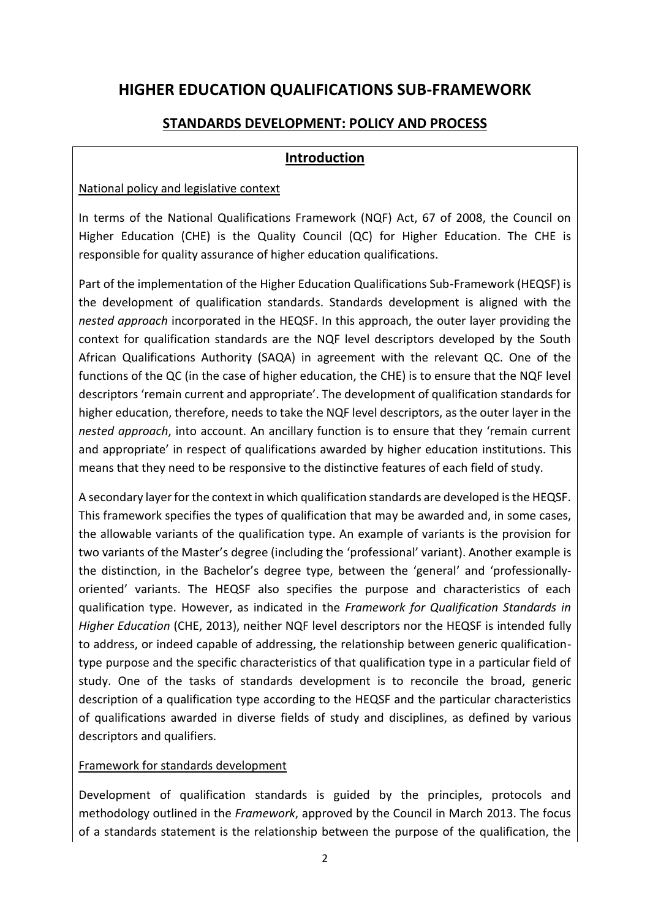# HIGHER EDUCATION QUALIFICATIONS SUB-FRAMEWORK

## STANDARDS DEVELOPMENT: POLICY AND PROCESS

### Introduction

National policy and legislative context

In terms of the National Qualifications Framework (NQF) Act, 67 of 2008, the Council on Higher Education (CHE) is the Quality Council (QC) for Higher Education. The CHE is responsible for quality assurance of higher education qualifications.

Part of the implementation of the Higher Education Qualifications Sub-Framework (HEQSF) is the development of qualification standards. Standards development is aligned with the *nested approach* incorporated in the HEQSF. In this approach, the outer layer providing the context for qualification standards are the NQF level descriptors developed by the South African Qualifications Authority (SAQA) in agreement with the relevant QC. One of the functions of the QC (in the case of higher education, the CHE) is to ensure that the NQF level descriptors 'remain current and appropriate'. The development of qualification standards for higher education, therefore, needs to take the NQF level descriptors, as the outer layer in the *nested approach*, into account. An ancillary function is to ensure that they 'remain current and appropriate' in respect of qualifications awarded by higher education institutions. This means that they need to be responsive to the distinctive features of each field of study.

A secondary layer for the context in which qualification standards are developed is the HEQSF. This framework specifies the types of qualification that may be awarded and, in some cases, the allowable variants of the qualification type. An example of variants is the provision for two variants of the Master's degree (including the 'professional' variant). Another example is the distinction, in the Bachelor's degree type, between the 'general' and 'professionally-oriented' variants. The HEQSF also specifies the purpose and characteristics of each qualification type. However, as indicated in the *Framework for Qualification Standards in Higher Education* (CHE, 2013), neither NQF level descriptors nor the HEQSF is intended fully to address, or indeed capable of addressing, the relationship between generic qualification-type purpose and the specific characteristics of that qualification type in a particular field of study. One of the tasks of standards development is to reconcile the broad, generic description of a qualification type according to the HEQSF and the particular characteristics of qualifications awarded in diverse fields of study and disciplines, as defined by various descriptors and qualifiers.

Framework for standards development

Development of qualification standards is guided by the principles, protocols and methodology outlined in the *Framework*, approved by the Council in March 2013. The focus of a standards statement is the relationship between the purpose of the qualification, the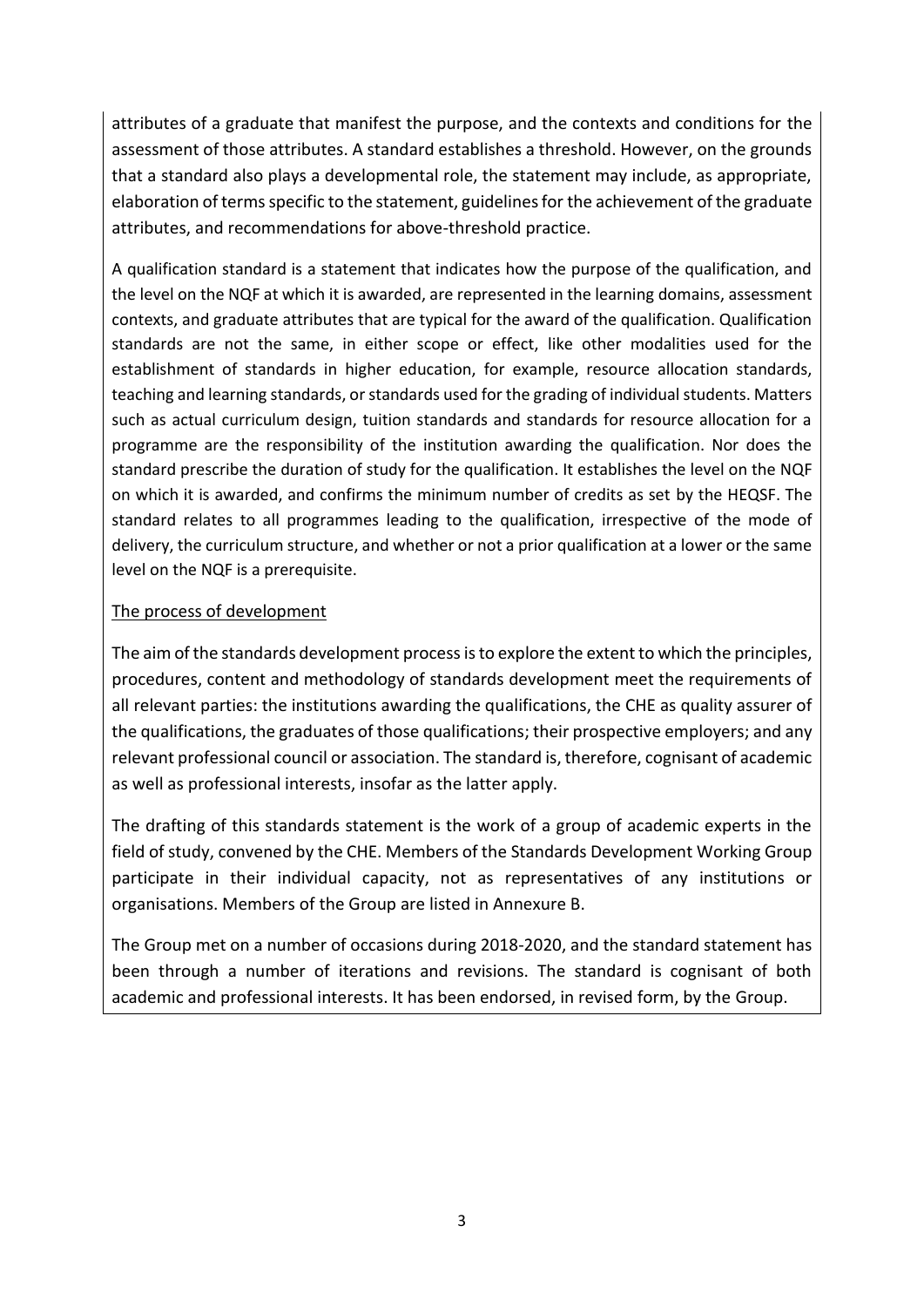attributes of a graduate that manifest the purpose, and the contexts and conditions for the assessment of those attributes. A standard establishes a threshold. However, on the grounds that a standard also plays a developmental role, the statement may include, as appropriate, elaboration of terms specific to the statement, guidelines for the achievement of the graduate attributes, and recommendations for above-threshold practice.

A qualification standard is a statement that indicates how the purpose of the qualification, and the level on the NQF at which it is awarded, are represented in the learning domains, assessment contexts, and graduate attributes that are typical for the award of the qualification. Qualification standards are not the same, in either scope or effect, like other modalities used for the establishment of standards in higher education, for example, resource allocation standards, teaching and learning standards, or standards used for the grading of individual students. Matters such as actual curriculum design, tuition standards and standards for resource allocation for a programme are the responsibility of the institution awarding the qualification. Nor does the standard prescribe the duration of study for the qualification. It establishes the level on the NQF on which it is awarded, and confirms the minimum number of credits as set by the HEQSF. The standard relates to all programmes leading to the qualification, irrespective of the mode of delivery, the curriculum structure, and whether or not a prior qualification at a lower or the same level on the NQF is a prerequisite.

<u>The process of development</u>

The aim of the standards development process is to explore the extent to which the principles, procedures, content and methodology of standards development meet the requirements of all relevant parties: the institutions awarding the qualifications, the CHE as quality assurer of the qualifications, the graduates of those qualifications; their prospective employers; and any relevant professional council or association. The standard is, therefore, cognisant of academic as well as professional interests, insofar as the latter apply.

The drafting of this standards statement is the work of a group of academic experts in the field of study, convened by the CHE. Members of the Standards Development Working Group participate in their individual capacity, not as representatives of any institutions or organisations. Members of the Group are listed in Annexure B.

The Group met on a number of occasions during 2018-2020, and the standard statement has been through a number of iterations and revisions. The standard is cognisant of both academic and professional interests. It has been endorsed, in revised form, by the Group.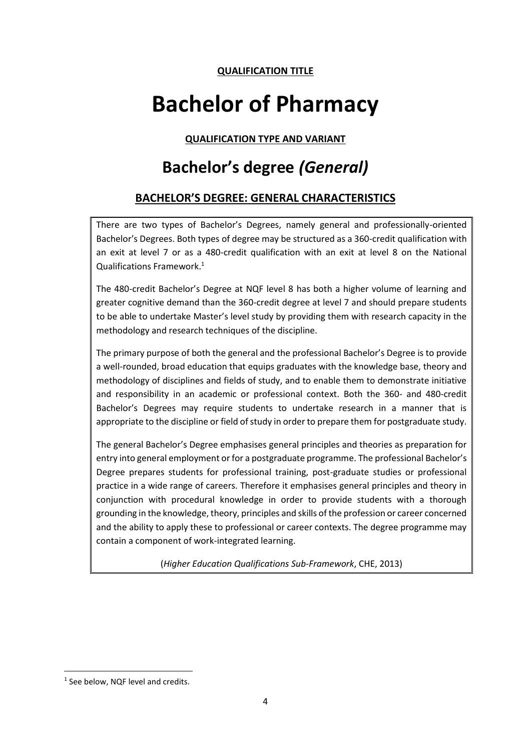**QUALIFICATION TITLE**

# Bachelor of Pharmacy

**QUALIFICATION TYPE AND VARIANT**

## Bachelor's degree *(General)*

### BACHELOR'S DEGREE: GENERAL CHARACTERISTICS

There are two types of Bachelor's Degrees, namely general and professionally-oriented Bachelor's Degrees. Both types of degree may be structured as a 360-credit qualification with an exit at level 7 or as a 480-credit qualification with an exit at level 8 on the National Qualifications Framework.[1]

The 480-credit Bachelor's Degree at NQF level 8 has both a higher volume of learning and greater cognitive demand than the 360-credit degree at level 7 and should prepare students to be able to undertake Master's level study by providing them with research capacity in the methodology and research techniques of the discipline.

The primary purpose of both the general and the professional Bachelor's Degree is to provide a well-rounded, broad education that equips graduates with the knowledge base, theory and methodology of disciplines and fields of study, and to enable them to demonstrate initiative and responsibility in an academic or professional context. Both the 360- and 480-credit Bachelor's Degrees may require students to undertake research in a manner that is appropriate to the discipline or field of study in order to prepare them for postgraduate study.

The general Bachelor's Degree emphasises general principles and theories as preparation for entry into general employment or for a postgraduate programme. The professional Bachelor's Degree prepares students for professional training, post-graduate studies or professional practice in a wide range of careers. Therefore it emphasises general principles and theory in conjunction with procedural knowledge in order to provide students with a thorough grounding in the knowledge, theory, principles and skills of the profession or career concerned and the ability to apply these to professional or career contexts. The degree programme may contain a component of work-integrated learning.

(*Higher Education Qualifications Sub-Framework*, CHE, 2013)

[1] See below, NQF level and credits.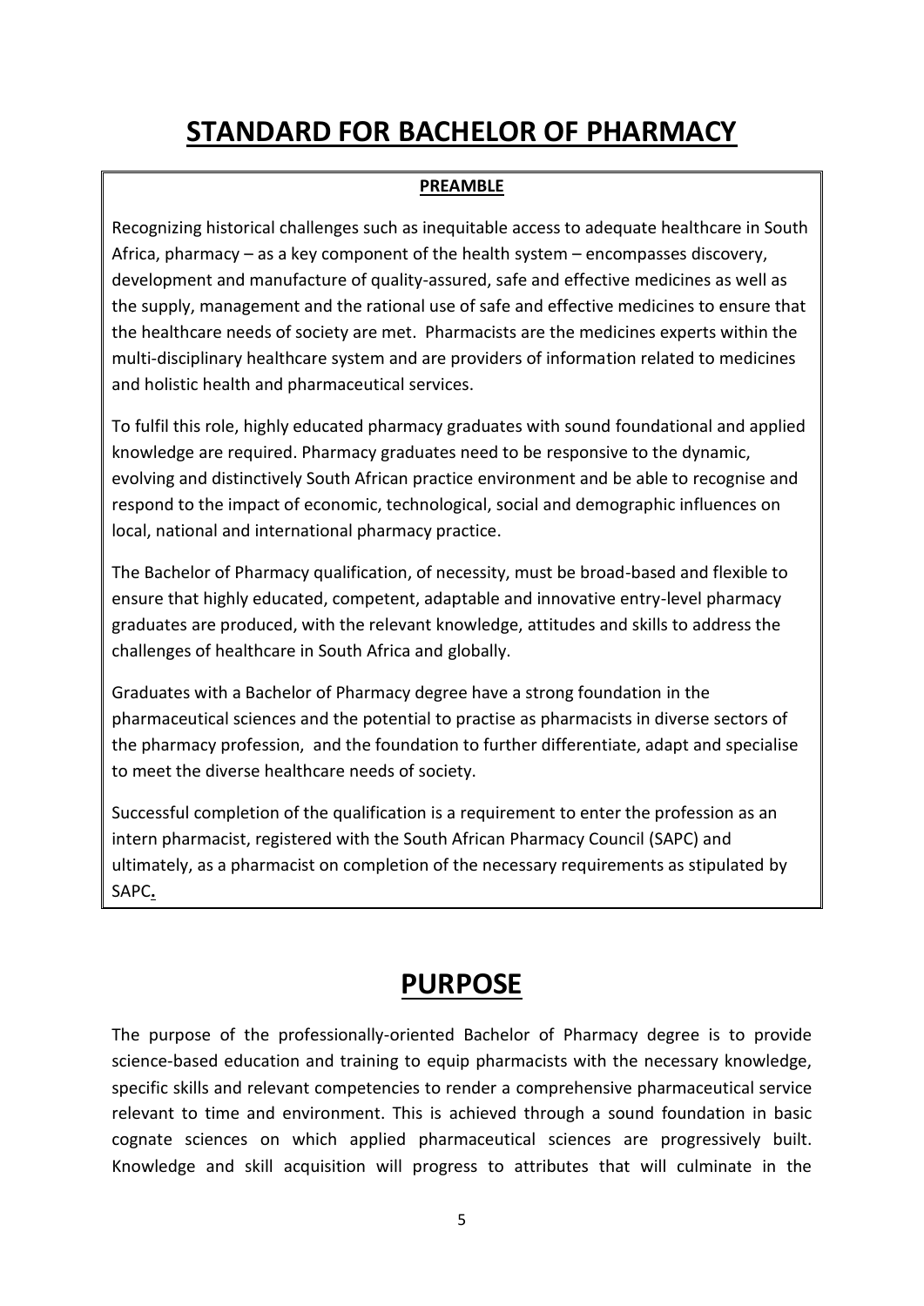# STANDARD FOR BACHELOR OF PHARMACY

**PREAMBLE**

Recognizing historical challenges such as inequitable access to adequate healthcare in South Africa, pharmacy – as a key component of the health system – encompasses discovery, development and manufacture of quality-assured, safe and effective medicines as well as the supply, management and the rational use of safe and effective medicines to ensure that the healthcare needs of society are met. Pharmacists are the medicines experts within the multi-disciplinary healthcare system and are providers of information related to medicines and holistic health and pharmaceutical services.

To fulfil this role, highly educated pharmacy graduates with sound foundational and applied knowledge are required. Pharmacy graduates need to be responsive to the dynamic, evolving and distinctively South African practice environment and be able to recognise and respond to the impact of economic, technological, social and demographic influences on local, national and international pharmacy practice.

The Bachelor of Pharmacy qualification, of necessity, must be broad-based and flexible to ensure that highly educated, competent, adaptable and innovative entry-level pharmacy graduates are produced, with the relevant knowledge, attitudes and skills to address the challenges of healthcare in South Africa and globally.

Graduates with a Bachelor of Pharmacy degree have a strong foundation in the pharmaceutical sciences and the potential to practise as pharmacists in diverse sectors of the pharmacy profession, and the foundation to further differentiate, adapt and specialise to meet the diverse healthcare needs of society.

Successful completion of the qualification is a requirement to enter the profession as an intern pharmacist, registered with the South African Pharmacy Council (SAPC) and ultimately, as a pharmacist on completion of the necessary requirements as stipulated by SAPC.

# PURPOSE

The purpose of the professionally-oriented Bachelor of Pharmacy degree is to provide science-based education and training to equip pharmacists with the necessary knowledge, specific skills and relevant competencies to render a comprehensive pharmaceutical service relevant to time and environment. This is achieved through a sound foundation in basic cognate sciences on which applied pharmaceutical sciences are progressively built. Knowledge and skill acquisition will progress to attributes that will culminate in the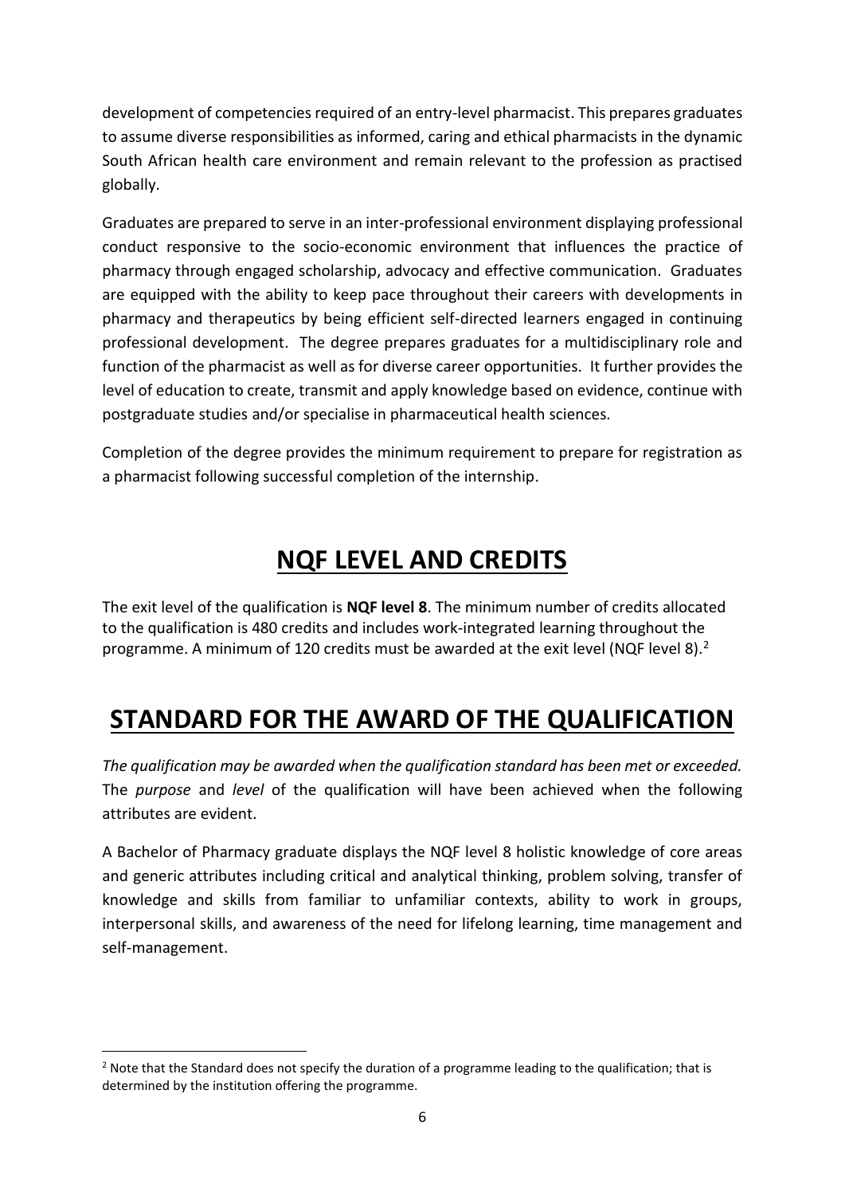development of competencies required of an entry-level pharmacist. This prepares graduates to assume diverse responsibilities as informed, caring and ethical pharmacists in the dynamic South African health care environment and remain relevant to the profession as practised globally.

Graduates are prepared to serve in an inter-professional environment displaying professional conduct responsive to the socio-economic environment that influences the practice of pharmacy through engaged scholarship, advocacy and effective communication. Graduates are equipped with the ability to keep pace throughout their careers with developments in pharmacy and therapeutics by being efficient self-directed learners engaged in continuing professional development. The degree prepares graduates for a multidisciplinary role and function of the pharmacist as well as for diverse career opportunities. It further provides the level of education to create, transmit and apply knowledge based on evidence, continue with postgraduate studies and/or specialise in pharmaceutical health sciences.

Completion of the degree provides the minimum requirement to prepare for registration as a pharmacist following successful completion of the internship.

# NQF LEVEL AND CREDITS

The exit level of the qualification is **NQF level 8**. The minimum number of credits allocated to the qualification is 480 credits and includes work-integrated learning throughout the programme. A minimum of 120 credits must be awarded at the exit level (NQF level 8).[2]

# STANDARD FOR THE AWARD OF THE QUALIFICATION

*The qualification may be awarded when the qualification standard has been met or exceeded.* The *purpose* and *level* of the qualification will have been achieved when the following attributes are evident.

A Bachelor of Pharmacy graduate displays the NQF level 8 holistic knowledge of core areas and generic attributes including critical and analytical thinking, problem solving, transfer of knowledge and skills from familiar to unfamiliar contexts, ability to work in groups, interpersonal skills, and awareness of the need for lifelong learning, time management and self-management.

[2] Note that the Standard does not specify the duration of a programme leading to the qualification; that is determined by the institution offering the programme.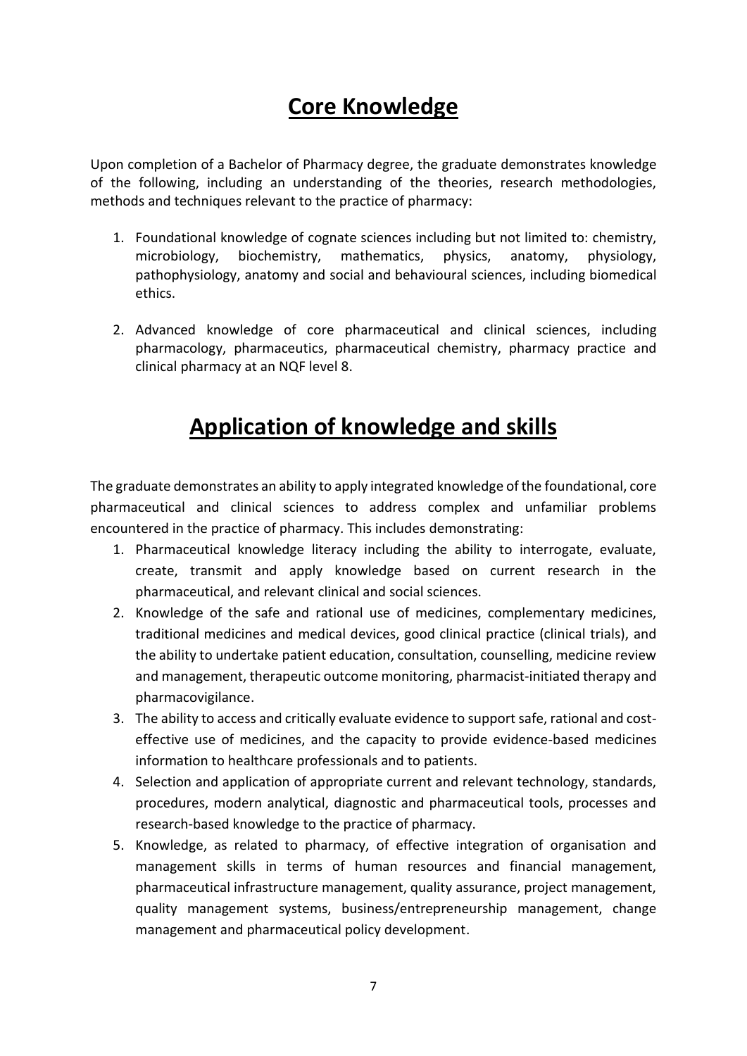# Core Knowledge

Upon completion of a Bachelor of Pharmacy degree, the graduate demonstrates knowledge of the following, including an understanding of the theories, research methodologies, methods and techniques relevant to the practice of pharmacy:

1. Foundational knowledge of cognate sciences including but not limited to: chemistry, microbiology, biochemistry, mathematics, physics, anatomy, physiology, pathophysiology, anatomy and social and behavioural sciences, including biomedical ethics.

2. Advanced knowledge of core pharmaceutical and clinical sciences, including pharmacology, pharmaceutics, pharmaceutical chemistry, pharmacy practice and clinical pharmacy at an NQF level 8.

# Application of knowledge and skills

The graduate demonstrates an ability to apply integrated knowledge of the foundational, core pharmaceutical and clinical sciences to address complex and unfamiliar problems encountered in the practice of pharmacy. This includes demonstrating:

1. Pharmaceutical knowledge literacy including the ability to interrogate, evaluate, create, transmit and apply knowledge based on current research in the pharmaceutical, and relevant clinical and social sciences.
2. Knowledge of the safe and rational use of medicines, complementary medicines, traditional medicines and medical devices, good clinical practice (clinical trials), and the ability to undertake patient education, consultation, counselling, medicine review and management, therapeutic outcome monitoring, pharmacist-initiated therapy and pharmacovigilance.
3. The ability to access and critically evaluate evidence to support safe, rational and cost-effective use of medicines, and the capacity to provide evidence-based medicines information to healthcare professionals and to patients.
4. Selection and application of appropriate current and relevant technology, standards, procedures, modern analytical, diagnostic and pharmaceutical tools, processes and research-based knowledge to the practice of pharmacy.
5. Knowledge, as related to pharmacy, of effective integration of organisation and management skills in terms of human resources and financial management, pharmaceutical infrastructure management, quality assurance, project management, quality management systems, business/entrepreneurship management, change management and pharmaceutical policy development.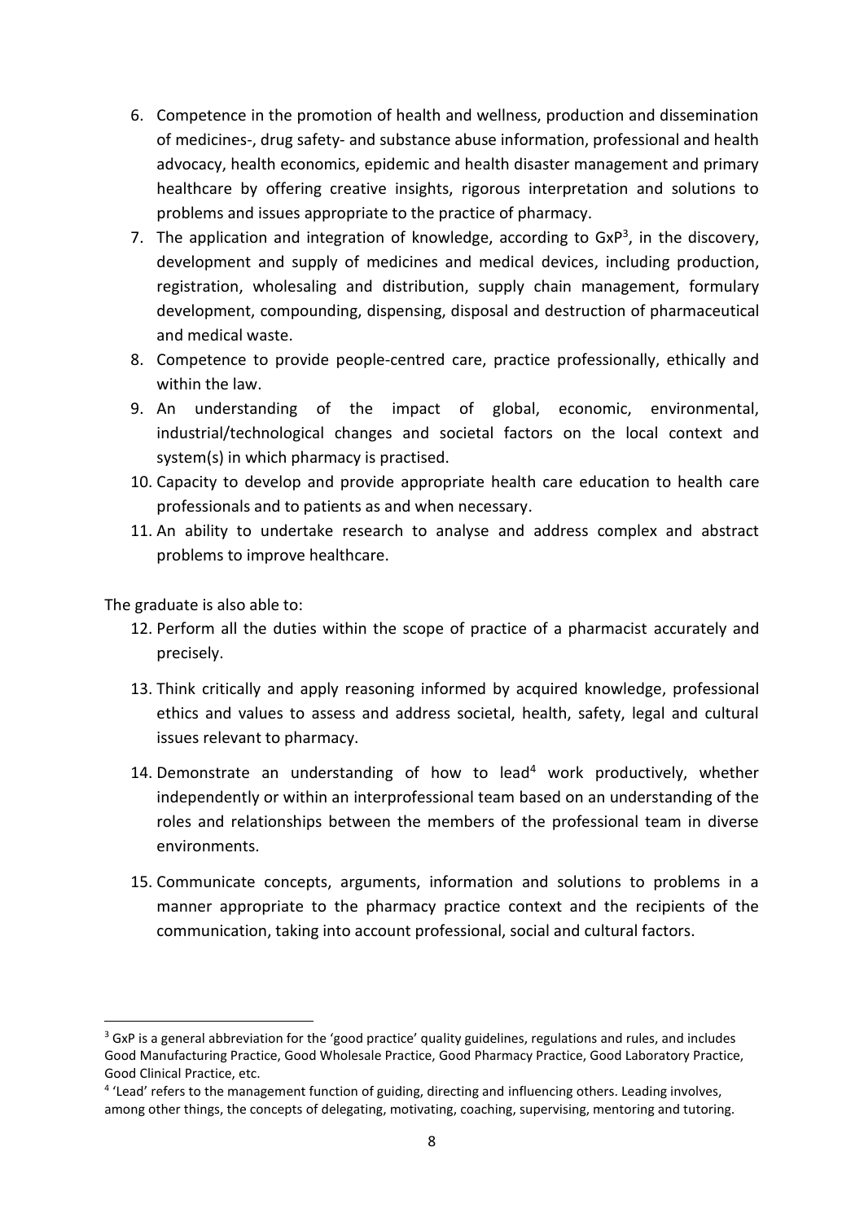6. Competence in the promotion of health and wellness, production and dissemination of medicines-, drug safety- and substance abuse information, professional and health advocacy, health economics, epidemic and health disaster management and primary healthcare by offering creative insights, rigorous interpretation and solutions to problems and issues appropriate to the practice of pharmacy.
7. The application and integration of knowledge, according to GxP[3], in the discovery, development and supply of medicines and medical devices, including production, registration, wholesaling and distribution, supply chain management, formulary development, compounding, dispensing, disposal and destruction of pharmaceutical and medical waste.
8. Competence to provide people-centred care, practice professionally, ethically and within the law.
9. An understanding of the impact of global, economic, environmental, industrial/technological changes and societal factors on the local context and system(s) in which pharmacy is practised.
10. Capacity to develop and provide appropriate health care education to health care professionals and to patients as and when necessary.
11. An ability to undertake research to analyse and address complex and abstract problems to improve healthcare.

The graduate is also able to:

12. Perform all the duties within the scope of practice of a pharmacist accurately and precisely.
13. Think critically and apply reasoning informed by acquired knowledge, professional ethics and values to assess and address societal, health, safety, legal and cultural issues relevant to pharmacy.
14. Demonstrate an understanding of how to lead[4] work productively, whether independently or within an interprofessional team based on an understanding of the roles and relationships between the members of the professional team in diverse environments.
15. Communicate concepts, arguments, information and solutions to problems in a manner appropriate to the pharmacy practice context and the recipients of the communication, taking into account professional, social and cultural factors.

---

[3] GxP is a general abbreviation for the 'good practice' quality guidelines, regulations and rules, and includes Good Manufacturing Practice, Good Wholesale Practice, Good Pharmacy Practice, Good Laboratory Practice, Good Clinical Practice, etc.

[4] 'Lead' refers to the management function of guiding, directing and influencing others. Leading involves, among other things, the concepts of delegating, motivating, coaching, supervising, mentoring and tutoring.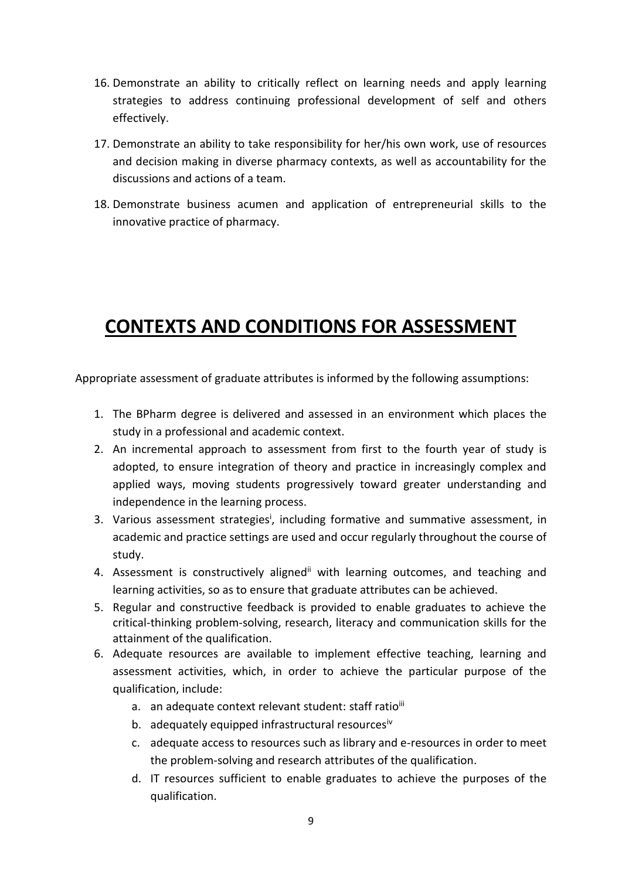16. Demonstrate an ability to critically reflect on learning needs and apply learning strategies to address continuing professional development of self and others effectively.
17. Demonstrate an ability to take responsibility for her/his own work, use of resources and decision making in diverse pharmacy contexts, as well as accountability for the discussions and actions of a team.
18. Demonstrate business acumen and application of entrepreneurial skills to the innovative practice of pharmacy.

# CONTEXTS AND CONDITIONS FOR ASSESSMENT

Appropriate assessment of graduate attributes is informed by the following assumptions:

1. The BPharm degree is delivered and assessed in an environment which places the study in a professional and academic context.
2. An incremental approach to assessment from first to the fourth year of study is adopted, to ensure integration of theory and practice in increasingly complex and applied ways, moving students progressively toward greater understanding and independence in the learning process.
3. Various assessment strategies[i], including formative and summative assessment, in academic and practice settings are used and occur regularly throughout the course of study.
4. Assessment is constructively aligned[ii] with learning outcomes, and teaching and learning activities, so as to ensure that graduate attributes can be achieved.
5. Regular and constructive feedback is provided to enable graduates to achieve the critical-thinking problem-solving, research, literacy and communication skills for the attainment of the qualification.
6. Adequate resources are available to implement effective teaching, learning and assessment activities, which, in order to achieve the particular purpose of the qualification, include:
   a. an adequate context relevant student: staff ratio[iii]
   b. adequately equipped infrastructural resources[iv]
   c. adequate access to resources such as library and e-resources in order to meet the problem-solving and research attributes of the qualification.
   d. IT resources sufficient to enable graduates to achieve the purposes of the qualification.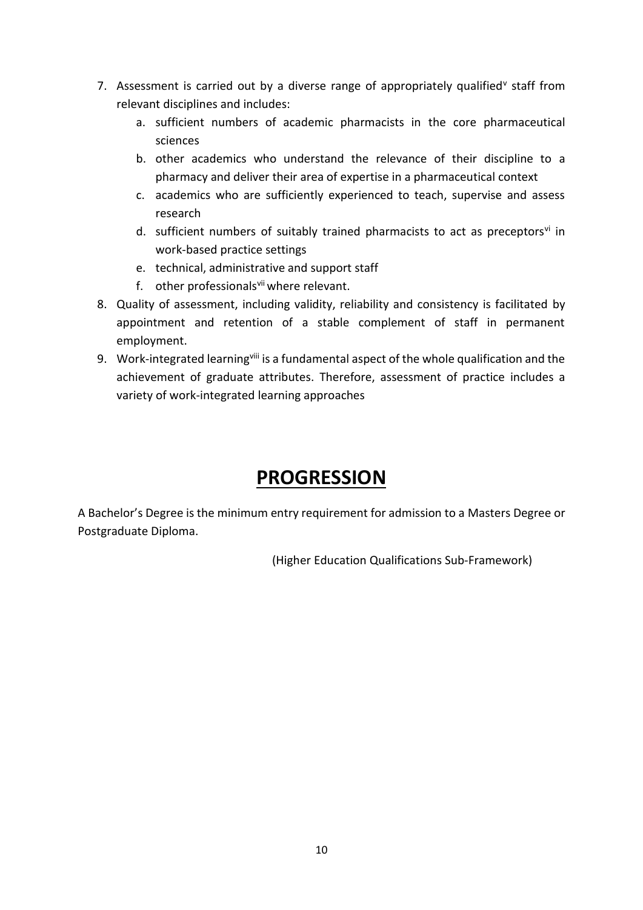7. Assessment is carried out by a diverse range of appropriately qualified[v] staff from relevant disciplines and includes:
    a. sufficient numbers of academic pharmacists in the core pharmaceutical sciences
    b. other academics who understand the relevance of their discipline to a pharmacy and deliver their area of expertise in a pharmaceutical context
    c. academics who are sufficiently experienced to teach, supervise and assess research
    d. sufficient numbers of suitably trained pharmacists to act as preceptors[vi] in work-based practice settings
    e. technical, administrative and support staff
    f. other professionals[vii] where relevant.
8. Quality of assessment, including validity, reliability and consistency is facilitated by appointment and retention of a stable complement of staff in permanent employment.
9. Work-integrated learning[viii] is a fundamental aspect of the whole qualification and the achievement of graduate attributes. Therefore, assessment of practice includes a variety of work-integrated learning approaches

# PROGRESSION

A Bachelor's Degree is the minimum entry requirement for admission to a Masters Degree or Postgraduate Diploma.

(Higher Education Qualifications Sub-Framework)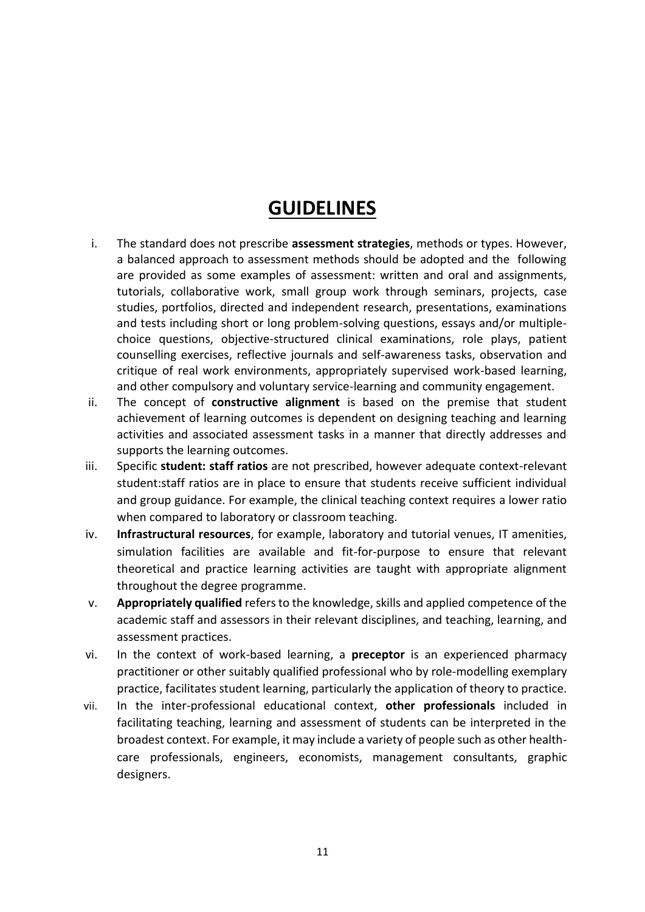# GUIDELINES

i. The standard does not prescribe **assessment strategies**, methods or types. However, a balanced approach to assessment methods should be adopted and the following are provided as some examples of assessment: written and oral and assignments, tutorials, collaborative work, small group work through seminars, projects, case studies, portfolios, directed and independent research, presentations, examinations and tests including short or long problem-solving questions, essays and/or multiple-choice questions, objective-structured clinical examinations, role plays, patient counselling exercises, reflective journals and self-awareness tasks, observation and critique of real work environments, appropriately supervised work-based learning, and other compulsory and voluntary service-learning and community engagement.

ii. The concept of **constructive alignment** is based on the premise that student achievement of learning outcomes is dependent on designing teaching and learning activities and associated assessment tasks in a manner that directly addresses and supports the learning outcomes.

iii. Specific **student: staff ratios** are not prescribed, however adequate context-relevant student:staff ratios are in place to ensure that students receive sufficient individual and group guidance. For example, the clinical teaching context requires a lower ratio when compared to laboratory or classroom teaching.

iv. **Infrastructural resources**, for example, laboratory and tutorial venues, IT amenities, simulation facilities are available and fit-for-purpose to ensure that relevant theoretical and practice learning activities are taught with appropriate alignment throughout the degree programme.

v. **Appropriately qualified** refers to the knowledge, skills and applied competence of the academic staff and assessors in their relevant disciplines, and teaching, learning, and assessment practices.

vi. In the context of work-based learning, a **preceptor** is an experienced pharmacy practitioner or other suitably qualified professional who by role-modelling exemplary practice, facilitates student learning, particularly the application of theory to practice.

vii. In the inter-professional educational context, **other professionals** included in facilitating teaching, learning and assessment of students can be interpreted in the broadest context. For example, it may include a variety of people such as other health-care professionals, engineers, economists, management consultants, graphic designers.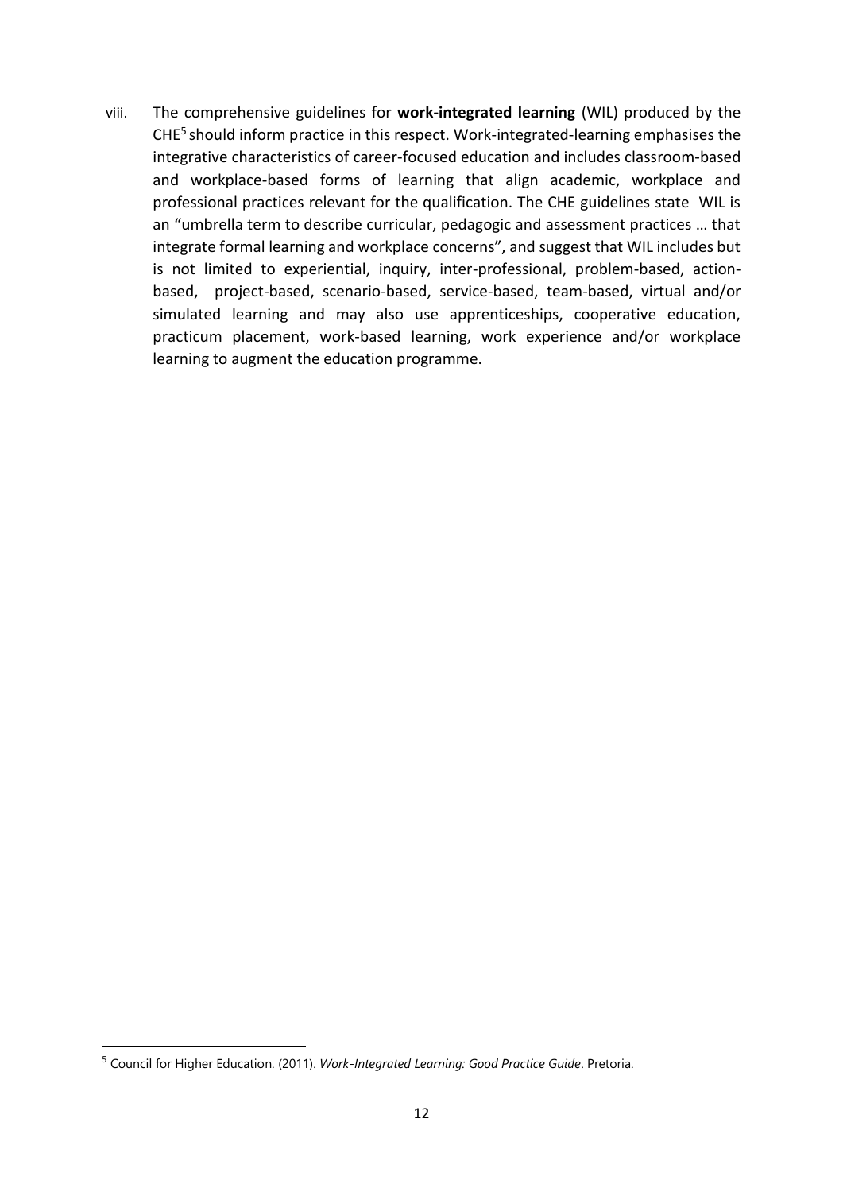viii. The comprehensive guidelines for **work-integrated learning** (WIL) produced by the CHE[5] should inform practice in this respect. Work-integrated-learning emphasises the integrative characteristics of career-focused education and includes classroom-based and workplace-based forms of learning that align academic, workplace and professional practices relevant for the qualification. The CHE guidelines state WIL is an "umbrella term to describe curricular, pedagogic and assessment practices … that integrate formal learning and workplace concerns", and suggest that WIL includes but is not limited to experiential, inquiry, inter-professional, problem-based, action-based, project-based, scenario-based, service-based, team-based, virtual and/or simulated learning and may also use apprenticeships, cooperative education, practicum placement, work-based learning, work experience and/or workplace learning to augment the education programme.

---

[5] Council for Higher Education. (2011). *Work-Integrated Learning: Good Practice Guide*. Pretoria.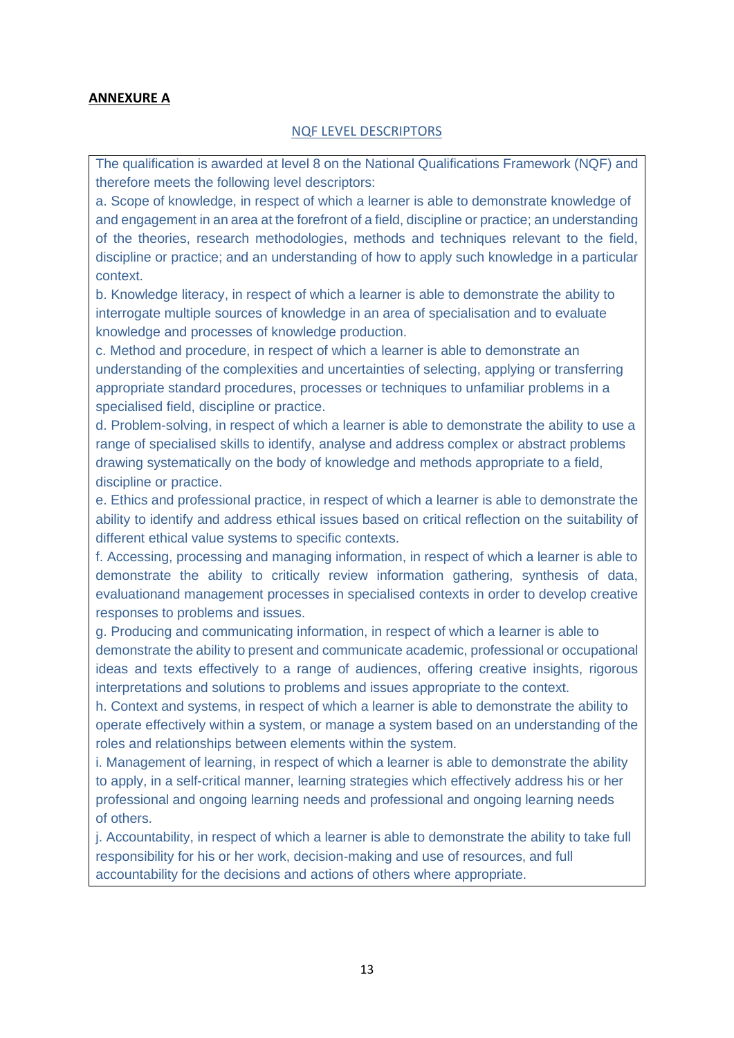**ANNEXURE A**

NQF LEVEL DESCRIPTORS

The qualification is awarded at level 8 on the National Qualifications Framework (NQF) and therefore meets the following level descriptors:

a. Scope of knowledge, in respect of which a learner is able to demonstrate knowledge of and engagement in an area at the forefront of a field, discipline or practice; an understanding of the theories, research methodologies, methods and techniques relevant to the field, discipline or practice; and an understanding of how to apply such knowledge in a particular context.

b. Knowledge literacy, in respect of which a learner is able to demonstrate the ability to interrogate multiple sources of knowledge in an area of specialisation and to evaluate knowledge and processes of knowledge production.

c. Method and procedure, in respect of which a learner is able to demonstrate an understanding of the complexities and uncertainties of selecting, applying or transferring appropriate standard procedures, processes or techniques to unfamiliar problems in a specialised field, discipline or practice.

d. Problem-solving, in respect of which a learner is able to demonstrate the ability to use a range of specialised skills to identify, analyse and address complex or abstract problems drawing systematically on the body of knowledge and methods appropriate to a field, discipline or practice.

e. Ethics and professional practice, in respect of which a learner is able to demonstrate the ability to identify and address ethical issues based on critical reflection on the suitability of different ethical value systems to specific contexts.

f. Accessing, processing and managing information, in respect of which a learner is able to demonstrate the ability to critically review information gathering, synthesis of data, evaluationand management processes in specialised contexts in order to develop creative responses to problems and issues.

g. Producing and communicating information, in respect of which a learner is able to demonstrate the ability to present and communicate academic, professional or occupational ideas and texts effectively to a range of audiences, offering creative insights, rigorous interpretations and solutions to problems and issues appropriate to the context.

h. Context and systems, in respect of which a learner is able to demonstrate the ability to operate effectively within a system, or manage a system based on an understanding of the roles and relationships between elements within the system.

i. Management of learning, in respect of which a learner is able to demonstrate the ability to apply, in a self-critical manner, learning strategies which effectively address his or her professional and ongoing learning needs and professional and ongoing learning needs of others.

j. Accountability, in respect of which a learner is able to demonstrate the ability to take full responsibility for his or her work, decision-making and use of resources, and full accountability for the decisions and actions of others where appropriate.